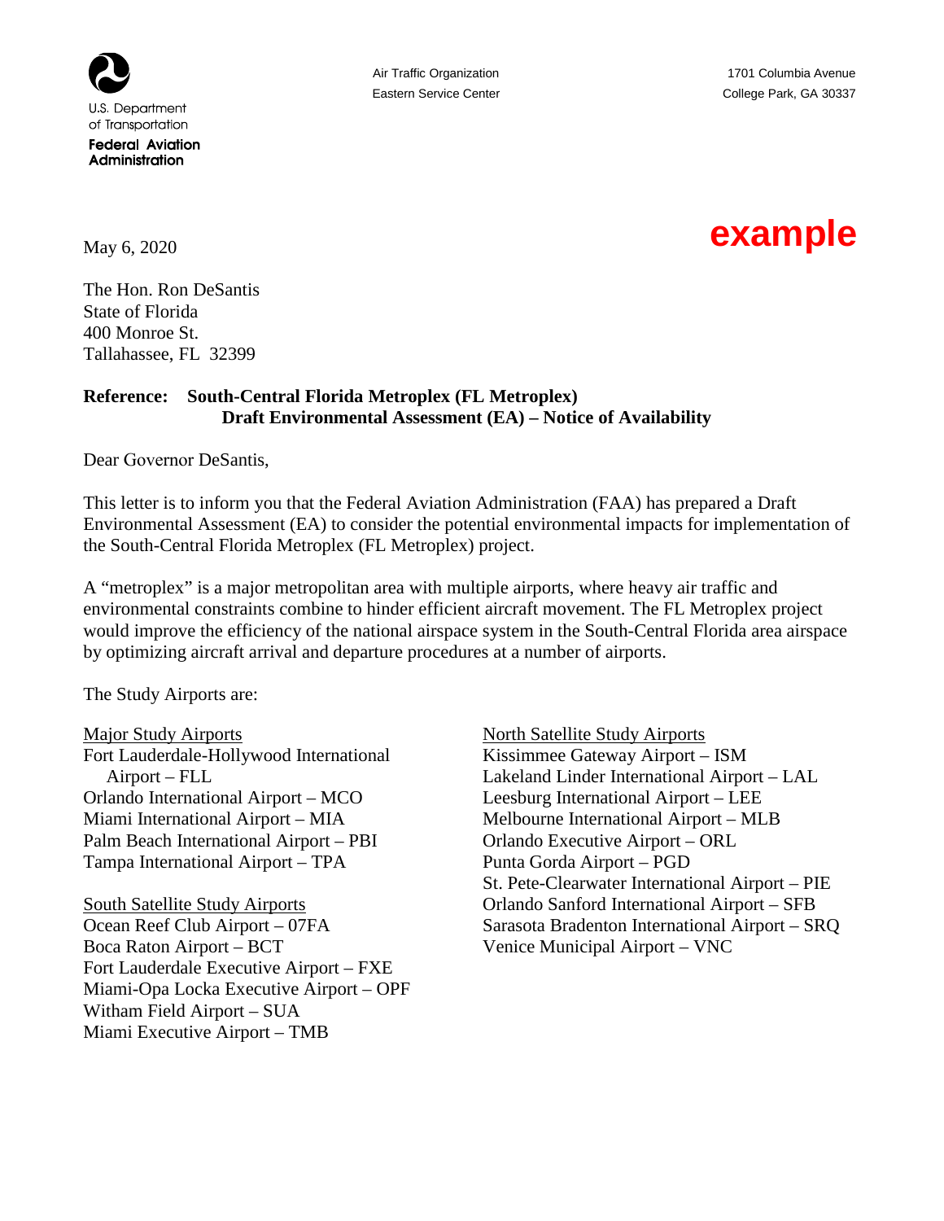U.S. Department of Transportation
**Federal Aviation Administration**

Air Traffic Organization
Eastern Service Center

1701 Columbia Avenue
College Park, GA 30337

**example**

May 6, 2020

The Hon. Ron DeSantis
State of Florida
400 Monroe St.
Tallahassee, FL 32399

**Reference: South-Central Florida Metroplex (FL Metroplex)
Draft Environmental Assessment (EA) – Notice of Availability**

Dear Governor DeSantis,

This letter is to inform you that the Federal Aviation Administration (FAA) has prepared a Draft Environmental Assessment (EA) to consider the potential environmental impacts for implementation of the South-Central Florida Metroplex (FL Metroplex) project.

A "metroplex" is a major metropolitan area with multiple airports, where heavy air traffic and environmental constraints combine to hinder efficient aircraft movement. The FL Metroplex project would improve the efficiency of the national airspace system in the South-Central Florida area airspace by optimizing aircraft arrival and departure procedures at a number of airports.

The Study Airports are:

Major Study Airports
Fort Lauderdale-Hollywood International Airport – FLL
Orlando International Airport – MCO
Miami International Airport – MIA
Palm Beach International Airport – PBI
Tampa International Airport – TPA

South Satellite Study Airports
Ocean Reef Club Airport – 07FA
Boca Raton Airport – BCT
Fort Lauderdale Executive Airport – FXE
Miami-Opa Locka Executive Airport – OPF
Witham Field Airport – SUA
Miami Executive Airport – TMB

North Satellite Study Airports
Kissimmee Gateway Airport – ISM
Lakeland Linder International Airport – LAL
Leesburg International Airport – LEE
Melbourne International Airport – MLB
Orlando Executive Airport – ORL
Punta Gorda Airport – PGD
St. Pete-Clearwater International Airport – PIE
Orlando Sanford International Airport – SFB
Sarasota Bradenton International Airport – SRQ
Venice Municipal Airport – VNC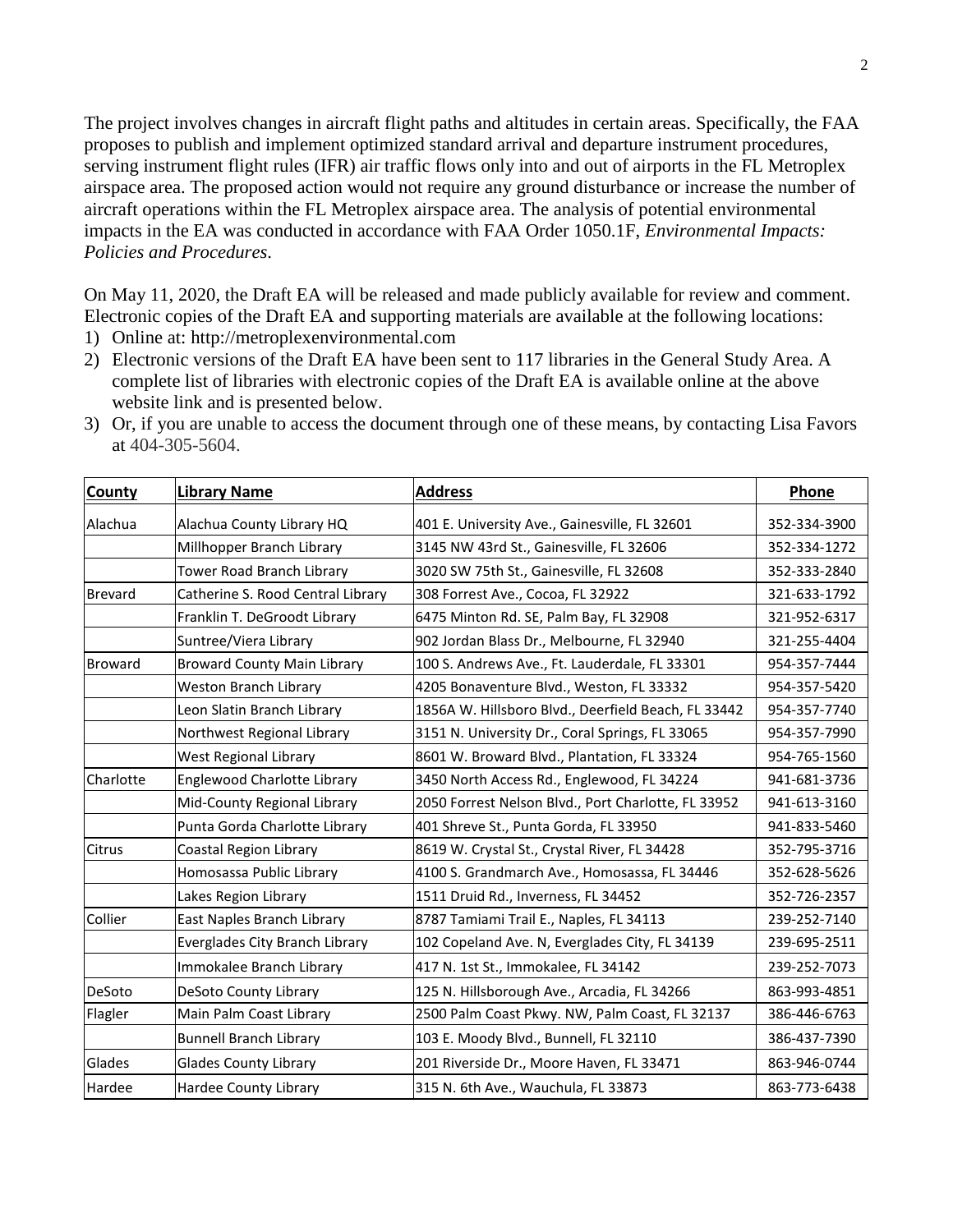The project involves changes in aircraft flight paths and altitudes in certain areas. Specifically, the FAA proposes to publish and implement optimized standard arrival and departure instrument procedures, serving instrument flight rules (IFR) air traffic flows only into and out of airports in the FL Metroplex airspace area. The proposed action would not require any ground disturbance or increase the number of aircraft operations within the FL Metroplex airspace area. The analysis of potential environmental impacts in the EA was conducted in accordance with FAA Order 1050.1F, *Environmental Impacts: Policies and Procedures*.

On May 11, 2020, the Draft EA will be released and made publicly available for review and comment. Electronic copies of the Draft EA and supporting materials are available at the following locations:

1) Online at: http://metroplexenvironmental.com
2) Electronic versions of the Draft EA have been sent to 117 libraries in the General Study Area. A complete list of libraries with electronic copies of the Draft EA is available online at the above website link and is presented below.
3) Or, if you are unable to access the document through one of these means, by contacting Lisa Favors at 404-305-5604.

| County | Library Name | Address | Phone |
|---|---|---|---|
| Alachua | Alachua County Library HQ | 401 E. University Ave., Gainesville, FL 32601 | 352-334-3900 |
| | Millhopper Branch Library | 3145 NW 43rd St., Gainesville, FL 32606 | 352-334-1272 |
| | Tower Road Branch Library | 3020 SW 75th St., Gainesville, FL 32608 | 352-333-2840 |
| Brevard | Catherine S. Rood Central Library | 308 Forrest Ave., Cocoa, FL 32922 | 321-633-1792 |
| | Franklin T. DeGroodt Library | 6475 Minton Rd. SE, Palm Bay, FL 32908 | 321-952-6317 |
| | Suntree/Viera Library | 902 Jordan Blass Dr., Melbourne, FL 32940 | 321-255-4404 |
| Broward | Broward County Main Library | 100 S. Andrews Ave., Ft. Lauderdale, FL 33301 | 954-357-7444 |
| | Weston Branch Library | 4205 Bonaventure Blvd., Weston, FL 33332 | 954-357-5420 |
| | Leon Slatin Branch Library | 1856A W. Hillsboro Blvd., Deerfield Beach, FL 33442 | 954-357-7740 |
| | Northwest Regional Library | 3151 N. University Dr., Coral Springs, FL 33065 | 954-357-7990 |
| | West Regional Library | 8601 W. Broward Blvd., Plantation, FL 33324 | 954-765-1560 |
| Charlotte | Englewood Charlotte Library | 3450 North Access Rd., Englewood, FL 34224 | 941-681-3736 |
| | Mid-County Regional Library | 2050 Forrest Nelson Blvd., Port Charlotte, FL 33952 | 941-613-3160 |
| | Punta Gorda Charlotte Library | 401 Shreve St., Punta Gorda, FL 33950 | 941-833-5460 |
| Citrus | Coastal Region Library | 8619 W. Crystal St., Crystal River, FL 34428 | 352-795-3716 |
| | Homosassa Public Library | 4100 S. Grandmarch Ave., Homosassa, FL 34446 | 352-628-5626 |
| | Lakes Region Library | 1511 Druid Rd., Inverness, FL 34452 | 352-726-2357 |
| Collier | East Naples Branch Library | 8787 Tamiami Trail E., Naples, FL 34113 | 239-252-7140 |
| | Everglades City Branch Library | 102 Copeland Ave. N, Everglades City, FL 34139 | 239-695-2511 |
| | Immokalee Branch Library | 417 N. 1st St., Immokalee, FL 34142 | 239-252-7073 |
| DeSoto | DeSoto County Library | 125 N. Hillsborough Ave., Arcadia, FL 34266 | 863-993-4851 |
| Flagler | Main Palm Coast Library | 2500 Palm Coast Pkwy. NW, Palm Coast, FL 32137 | 386-446-6763 |
| | Bunnell Branch Library | 103 E. Moody Blvd., Bunnell, FL 32110 | 386-437-7390 |
| Glades | Glades County Library | 201 Riverside Dr., Moore Haven, FL 33471 | 863-946-0744 |
| Hardee | Hardee County Library | 315 N. 6th Ave., Wauchula, FL 33873 | 863-773-6438 |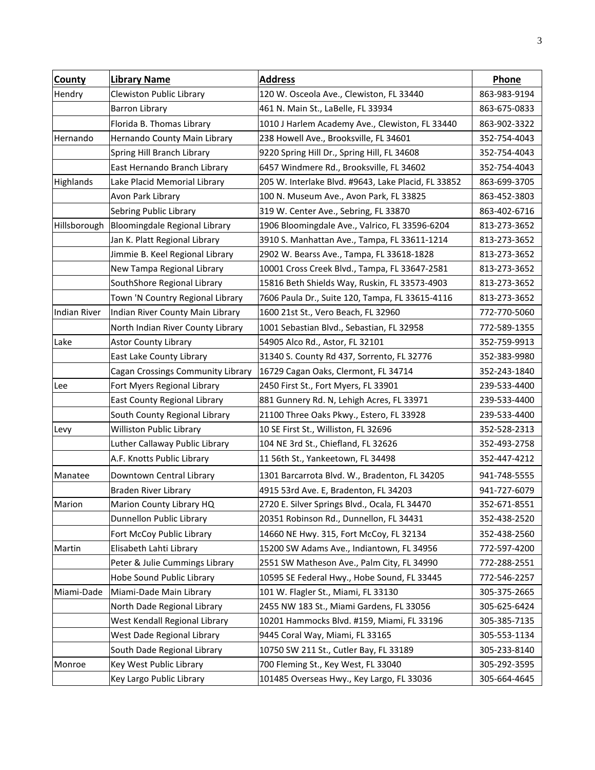| County | Library Name | Address | Phone |
|---|---|---|---|
| Hendry | Clewiston Public Library | 120 W. Osceola Ave., Clewiston, FL 33440 | 863-983-9194 |
| | Barron Library | 461 N. Main St., LaBelle, FL 33934 | 863-675-0833 |
| | Florida B. Thomas Library | 1010 J Harlem Academy Ave., Clewiston, FL 33440 | 863-902-3322 |
| Hernando | Hernando County Main Library | 238 Howell Ave., Brooksville, FL 34601 | 352-754-4043 |
| | Spring Hill Branch Library | 9220 Spring Hill Dr., Spring Hill, FL 34608 | 352-754-4043 |
| | East Hernando Branch Library | 6457 Windmere Rd., Brooksville, FL 34602 | 352-754-4043 |
| Highlands | Lake Placid Memorial Library | 205 W. Interlake Blvd. #9643, Lake Placid, FL 33852 | 863-699-3705 |
| | Avon Park Library | 100 N. Museum Ave., Avon Park, FL 33825 | 863-452-3803 |
| | Sebring Public Library | 319 W. Center Ave., Sebring, FL 33870 | 863-402-6716 |
| Hillsborough | Bloomingdale Regional Library | 1906 Bloomingdale Ave., Valrico, FL 33596-6204 | 813-273-3652 |
| | Jan K. Platt Regional Library | 3910 S. Manhattan Ave., Tampa, FL 33611-1214 | 813-273-3652 |
| | Jimmie B. Keel Regional Library | 2902 W. Bearss Ave., Tampa, FL 33618-1828 | 813-273-3652 |
| | New Tampa Regional Library | 10001 Cross Creek Blvd., Tampa, FL 33647-2581 | 813-273-3652 |
| | SouthShore Regional Library | 15816 Beth Shields Way, Ruskin, FL 33573-4903 | 813-273-3652 |
| | Town 'N Country Regional Library | 7606 Paula Dr., Suite 120, Tampa, FL 33615-4116 | 813-273-3652 |
| Indian River | Indian River County Main Library | 1600 21st St., Vero Beach, FL 32960 | 772-770-5060 |
| | North Indian River County Library | 1001 Sebastian Blvd., Sebastian, FL 32958 | 772-589-1355 |
| Lake | Astor County Library | 54905 Alco Rd., Astor, FL 32101 | 352-759-9913 |
| | East Lake County Library | 31340 S. County Rd 437, Sorrento, FL 32776 | 352-383-9980 |
| | Cagan Crossings Community Library | 16729 Cagan Oaks, Clermont, FL 34714 | 352-243-1840 |
| Lee | Fort Myers Regional Library | 2450 First St., Fort Myers, FL 33901 | 239-533-4400 |
| | East County Regional Library | 881 Gunnery Rd. N, Lehigh Acres, FL 33971 | 239-533-4400 |
| | South County Regional Library | 21100 Three Oaks Pkwy., Estero, FL 33928 | 239-533-4400 |
| Levy | Williston Public Library | 10 SE First St., Williston, FL 32696 | 352-528-2313 |
| | Luther Callaway Public Library | 104 NE 3rd St., Chiefland, FL 32626 | 352-493-2758 |
| | A.F. Knotts Public Library | 11 56th St., Yankeetown, FL 34498 | 352-447-4212 |
| Manatee | Downtown Central Library | 1301 Barcarrota Blvd. W., Bradenton, FL 34205 | 941-748-5555 |
| | Braden River Library | 4915 53rd Ave. E, Bradenton, FL 34203 | 941-727-6079 |
| Marion | Marion County Library HQ | 2720 E. Silver Springs Blvd., Ocala, FL 34470 | 352-671-8551 |
| | Dunnellon Public Library | 20351 Robinson Rd., Dunnellon, FL 34431 | 352-438-2520 |
| | Fort McCoy Public Library | 14660 NE Hwy. 315, Fort McCoy, FL 32134 | 352-438-2560 |
| Martin | Elisabeth Lahti Library | 15200 SW Adams Ave., Indiantown, FL 34956 | 772-597-4200 |
| | Peter & Julie Cummings Library | 2551 SW Matheson Ave., Palm City, FL 34990 | 772-288-2551 |
| | Hobe Sound Public Library | 10595 SE Federal Hwy., Hobe Sound, FL 33445 | 772-546-2257 |
| Miami-Dade | Miami-Dade Main Library | 101 W. Flagler St., Miami, FL 33130 | 305-375-2665 |
| | North Dade Regional Library | 2455 NW 183 St., Miami Gardens, FL 33056 | 305-625-6424 |
| | West Kendall Regional Library | 10201 Hammocks Blvd. #159, Miami, FL 33196 | 305-385-7135 |
| | West Dade Regional Library | 9445 Coral Way, Miami, FL 33165 | 305-553-1134 |
| | South Dade Regional Library | 10750 SW 211 St., Cutler Bay, FL 33189 | 305-233-8140 |
| Monroe | Key West Public Library | 700 Fleming St., Key West, FL 33040 | 305-292-3595 |
| | Key Largo Public Library | 101485 Overseas Hwy., Key Largo, FL 33036 | 305-664-4645 |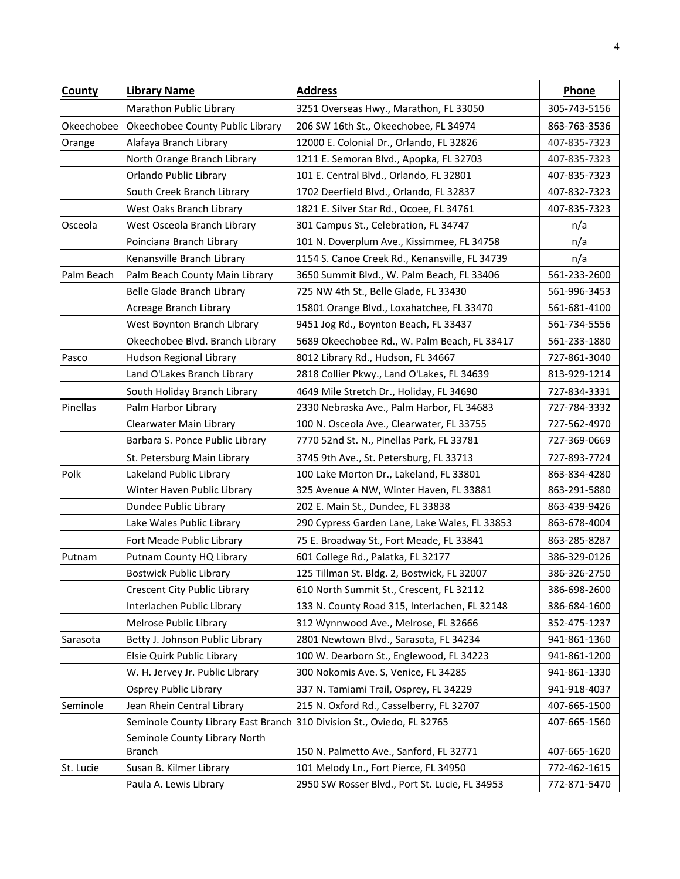| County | Library Name | Address | Phone |
|---|---|---|---|
| | Marathon Public Library | 3251 Overseas Hwy., Marathon, FL 33050 | 305-743-5156 |
| Okeechobee | Okeechobee County Public Library | 206 SW 16th St., Okeechobee, FL 34974 | 863-763-3536 |
| Orange | Alafaya Branch Library | 12000 E. Colonial Dr., Orlando, FL 32826 | 407-835-7323 |
| | North Orange Branch Library | 1211 E. Semoran Blvd., Apopka, FL 32703 | 407-835-7323 |
| | Orlando Public Library | 101 E. Central Blvd., Orlando, FL 32801 | 407-835-7323 |
| | South Creek Branch Library | 1702 Deerfield Blvd., Orlando, FL 32837 | 407-832-7323 |
| | West Oaks Branch Library | 1821 E. Silver Star Rd., Ocoee, FL 34761 | 407-835-7323 |
| Osceola | West Osceola Branch Library | 301 Campus St., Celebration, FL 34747 | n/a |
| | Poinciana Branch Library | 101 N. Doverplum Ave., Kissimmee, FL 34758 | n/a |
| | Kenansville Branch Library | 1154 S. Canoe Creek Rd., Kenansville, FL 34739 | n/a |
| Palm Beach | Palm Beach County Main Library | 3650 Summit Blvd., W. Palm Beach, FL 33406 | 561-233-2600 |
| | Belle Glade Branch Library | 725 NW 4th St., Belle Glade, FL 33430 | 561-996-3453 |
| | Acreage Branch Library | 15801 Orange Blvd., Loxahatchee, FL 33470 | 561-681-4100 |
| | West Boynton Branch Library | 9451 Jog Rd., Boynton Beach, FL 33437 | 561-734-5556 |
| | Okeechobee Blvd. Branch Library | 5689 Okeechobee Rd., W. Palm Beach, FL 33417 | 561-233-1880 |
| Pasco | Hudson Regional Library | 8012 Library Rd., Hudson, FL 34667 | 727-861-3040 |
| | Land O'Lakes Branch Library | 2818 Collier Pkwy., Land O'Lakes, FL 34639 | 813-929-1214 |
| | South Holiday Branch Library | 4649 Mile Stretch Dr., Holiday, FL 34690 | 727-834-3331 |
| Pinellas | Palm Harbor Library | 2330 Nebraska Ave., Palm Harbor, FL 34683 | 727-784-3332 |
| | Clearwater Main Library | 100 N. Osceola Ave., Clearwater, FL 33755 | 727-562-4970 |
| | Barbara S. Ponce Public Library | 7770 52nd St. N., Pinellas Park, FL 33781 | 727-369-0669 |
| | St. Petersburg Main Library | 3745 9th Ave., St. Petersburg, FL 33713 | 727-893-7724 |
| Polk | Lakeland Public Library | 100 Lake Morton Dr., Lakeland, FL 33801 | 863-834-4280 |
| | Winter Haven Public Library | 325 Avenue A NW, Winter Haven, FL 33881 | 863-291-5880 |
| | Dundee Public Library | 202 E. Main St., Dundee, FL 33838 | 863-439-9426 |
| | Lake Wales Public Library | 290 Cypress Garden Lane, Lake Wales, FL 33853 | 863-678-4004 |
| | Fort Meade Public Library | 75 E. Broadway St., Fort Meade, FL 33841 | 863-285-8287 |
| Putnam | Putnam County HQ Library | 601 College Rd., Palatka, FL 32177 | 386-329-0126 |
| | Bostwick Public Library | 125 Tillman St. Bldg. 2, Bostwick, FL 32007 | 386-326-2750 |
| | Crescent City Public Library | 610 North Summit St., Crescent, FL 32112 | 386-698-2600 |
| | Interlachen Public Library | 133 N. County Road 315, Interlachen, FL 32148 | 386-684-1600 |
| | Melrose Public Library | 312 Wynnwood Ave., Melrose, FL 32666 | 352-475-1237 |
| Sarasota | Betty J. Johnson Public Library | 2801 Newtown Blvd., Sarasota, FL 34234 | 941-861-1360 |
| | Elsie Quirk Public Library | 100 W. Dearborn St., Englewood, FL 34223 | 941-861-1200 |
| | W. H. Jervey Jr. Public Library | 300 Nokomis Ave. S, Venice, FL 34285 | 941-861-1330 |
| | Osprey Public Library | 337 N. Tamiami Trail, Osprey, FL 34229 | 941-918-4037 |
| Seminole | Jean Rhein Central Library | 215 N. Oxford Rd., Casselberry, FL 32707 | 407-665-1500 |
| | Seminole County Library East Branch | 310 Division St., Oviedo, FL 32765 | 407-665-1560 |
| | Seminole County Library North Branch | 150 N. Palmetto Ave., Sanford, FL 32771 | 407-665-1620 |
| St. Lucie | Susan B. Kilmer Library | 101 Melody Ln., Fort Pierce, FL 34950 | 772-462-1615 |
| | Paula A. Lewis Library | 2950 SW Rosser Blvd., Port St. Lucie, FL 34953 | 772-871-5470 |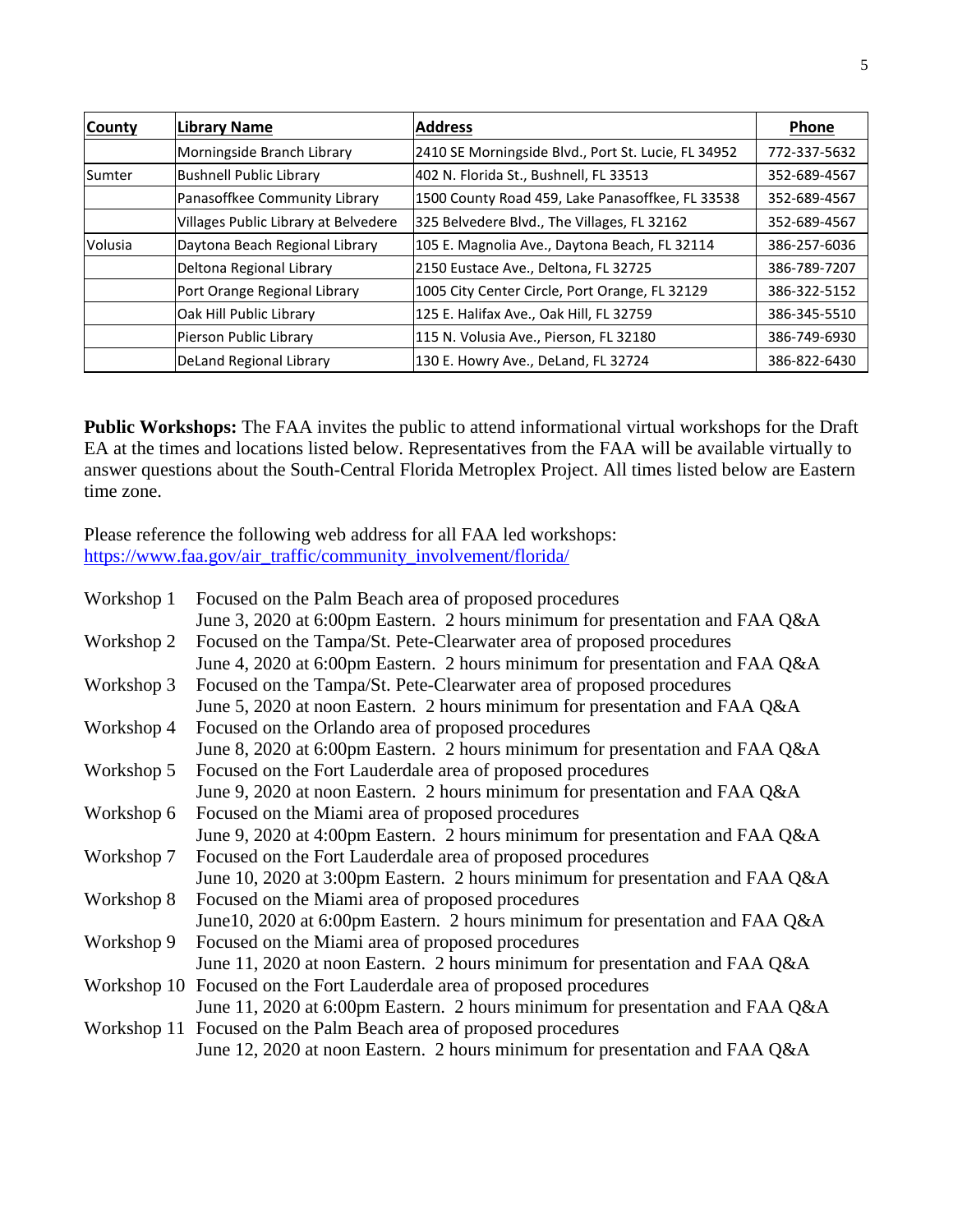| County | Library Name | Address | Phone |
|---|---|---|---|
| | Morningside Branch Library | 2410 SE Morningside Blvd., Port St. Lucie, FL 34952 | 772-337-5632 |
| Sumter | Bushnell Public Library | 402 N. Florida St., Bushnell, FL 33513 | 352-689-4567 |
| | Panasoffkee Community Library | 1500 County Road 459, Lake Panasoffkee, FL 33538 | 352-689-4567 |
| | Villages Public Library at Belvedere | 325 Belvedere Blvd., The Villages, FL 32162 | 352-689-4567 |
| Volusia | Daytona Beach Regional Library | 105 E. Magnolia Ave., Daytona Beach, FL 32114 | 386-257-6036 |
| | Deltona Regional Library | 2150 Eustace Ave., Deltona, FL 32725 | 386-789-7207 |
| | Port Orange Regional Library | 1005 City Center Circle, Port Orange, FL 32129 | 386-322-5152 |
| | Oak Hill Public Library | 125 E. Halifax Ave., Oak Hill, FL 32759 | 386-345-5510 |
| | Pierson Public Library | 115 N. Volusia Ave., Pierson, FL 32180 | 386-749-6930 |
| | DeLand Regional Library | 130 E. Howry Ave., DeLand, FL 32724 | 386-822-6430 |

**Public Workshops:** The FAA invites the public to attend informational virtual workshops for the Draft EA at the times and locations listed below. Representatives from the FAA will be available virtually to answer questions about the South-Central Florida Metroplex Project. All times listed below are Eastern time zone.

Please reference the following web address for all FAA led workshops:
https://www.faa.gov/air_traffic/community_involvement/florida/

Workshop 1 Focused on the Palm Beach area of proposed procedures
June 3, 2020 at 6:00pm Eastern. 2 hours minimum for presentation and FAA Q&A

Workshop 2 Focused on the Tampa/St. Pete-Clearwater area of proposed procedures
June 4, 2020 at 6:00pm Eastern. 2 hours minimum for presentation and FAA Q&A

Workshop 3 Focused on the Tampa/St. Pete-Clearwater area of proposed procedures
June 5, 2020 at noon Eastern. 2 hours minimum for presentation and FAA Q&A

Workshop 4 Focused on the Orlando area of proposed procedures
June 8, 2020 at 6:00pm Eastern. 2 hours minimum for presentation and FAA Q&A

Workshop 5 Focused on the Fort Lauderdale area of proposed procedures
June 9, 2020 at noon Eastern. 2 hours minimum for presentation and FAA Q&A

Workshop 6 Focused on the Miami area of proposed procedures
June 9, 2020 at 4:00pm Eastern. 2 hours minimum for presentation and FAA Q&A

Workshop 7 Focused on the Fort Lauderdale area of proposed procedures
June 10, 2020 at 3:00pm Eastern. 2 hours minimum for presentation and FAA Q&A

Workshop 8 Focused on the Miami area of proposed procedures
June10, 2020 at 6:00pm Eastern. 2 hours minimum for presentation and FAA Q&A

Workshop 9 Focused on the Miami area of proposed procedures
June 11, 2020 at noon Eastern. 2 hours minimum for presentation and FAA Q&A

Workshop 10 Focused on the Fort Lauderdale area of proposed procedures
June 11, 2020 at 6:00pm Eastern. 2 hours minimum for presentation and FAA Q&A

Workshop 11 Focused on the Palm Beach area of proposed procedures
June 12, 2020 at noon Eastern. 2 hours minimum for presentation and FAA Q&A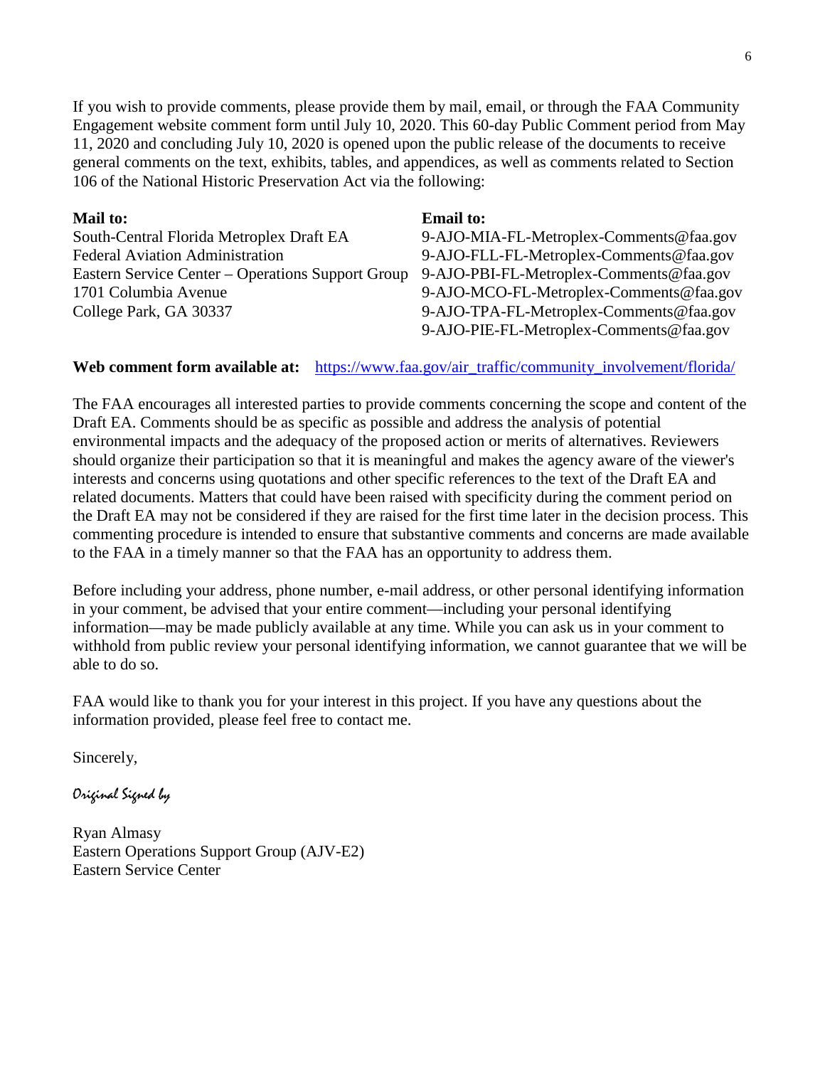If you wish to provide comments, please provide them by mail, email, or through the FAA Community Engagement website comment form until July 10, 2020. This 60-day Public Comment period from May 11, 2020 and concluding July 10, 2020 is opened upon the public release of the documents to receive general comments on the text, exhibits, tables, and appendices, as well as comments related to Section 106 of the National Historic Preservation Act via the following:

**Mail to:**
South-Central Florida Metroplex Draft EA
Federal Aviation Administration
Eastern Service Center – Operations Support Group
1701 Columbia Avenue
College Park, GA 30337

**Email to:**
9-AJO-MIA-FL-Metroplex-Comments@faa.gov
9-AJO-FLL-FL-Metroplex-Comments@faa.gov
9-AJO-PBI-FL-Metroplex-Comments@faa.gov
9-AJO-MCO-FL-Metroplex-Comments@faa.gov
9-AJO-TPA-FL-Metroplex-Comments@faa.gov
9-AJO-PIE-FL-Metroplex-Comments@faa.gov

**Web comment form available at:** https://www.faa.gov/air_traffic/community_involvement/florida/

The FAA encourages all interested parties to provide comments concerning the scope and content of the Draft EA. Comments should be as specific as possible and address the analysis of potential environmental impacts and the adequacy of the proposed action or merits of alternatives. Reviewers should organize their participation so that it is meaningful and makes the agency aware of the viewer's interests and concerns using quotations and other specific references to the text of the Draft EA and related documents. Matters that could have been raised with specificity during the comment period on the Draft EA may not be considered if they are raised for the first time later in the decision process. This commenting procedure is intended to ensure that substantive comments and concerns are made available to the FAA in a timely manner so that the FAA has an opportunity to address them.

Before including your address, phone number, e-mail address, or other personal identifying information in your comment, be advised that your entire comment—including your personal identifying information—may be made publicly available at any time. While you can ask us in your comment to withhold from public review your personal identifying information, we cannot guarantee that we will be able to do so.

FAA would like to thank you for your interest in this project. If you have any questions about the information provided, please feel free to contact me.

Sincerely,

*Original Signed by*

Ryan Almasy
Eastern Operations Support Group (AJV-E2)
Eastern Service Center